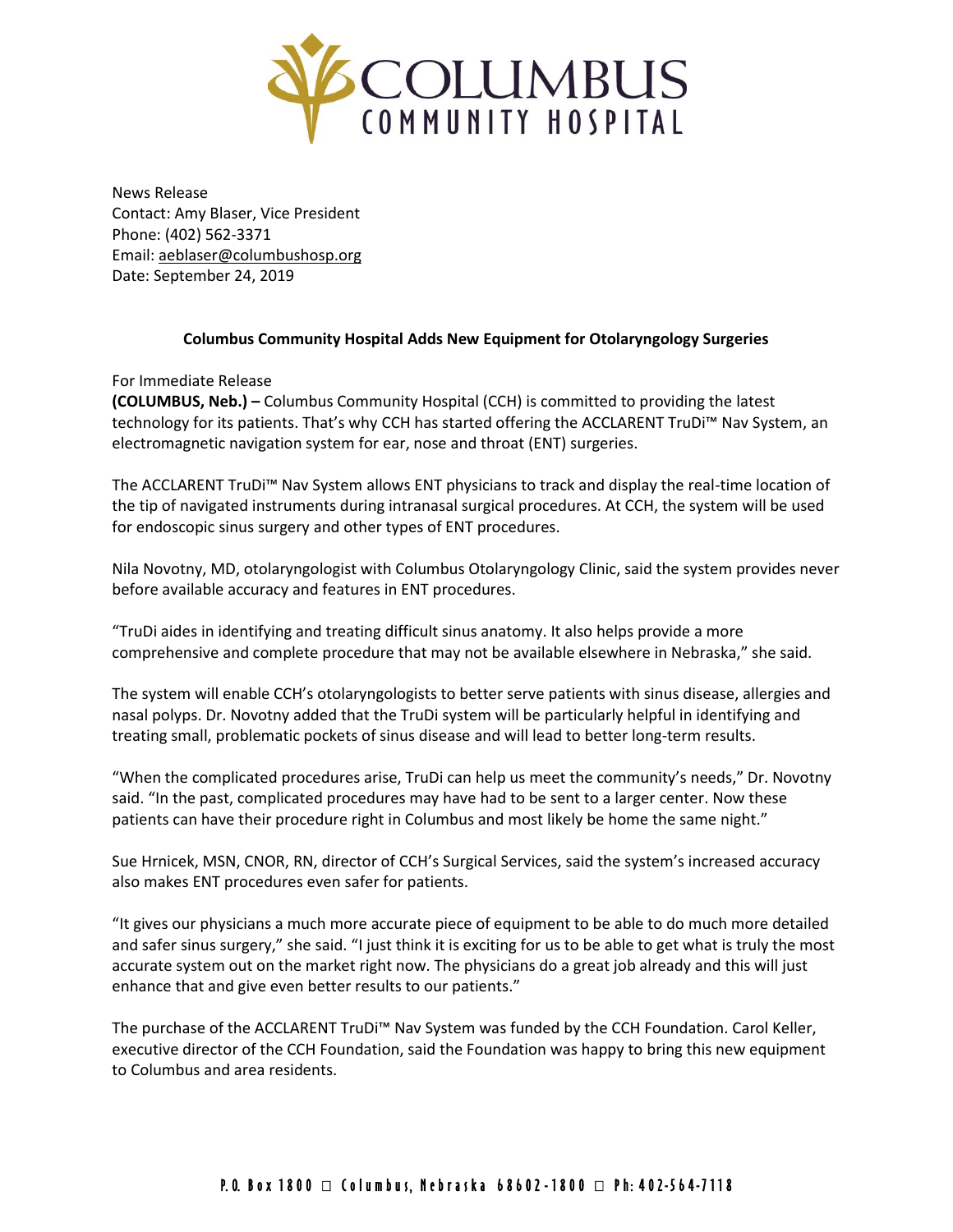# COLUMBUS COMMUNITY HOSPITAL

News Release
Contact: Amy Blaser, Vice President
Phone: (402) 562-3371
Email: aeblaser@columbushosp.org
Date: September 24, 2019

**Columbus Community Hospital Adds New Equipment for Otolaryngology Surgeries**

For Immediate Release
**(COLUMBUS, Neb.) –** Columbus Community Hospital (CCH) is committed to providing the latest technology for its patients. That's why CCH has started offering the ACCLARENT TruDi™ Nav System, an electromagnetic navigation system for ear, nose and throat (ENT) surgeries.

The ACCLARENT TruDi™ Nav System allows ENT physicians to track and display the real-time location of the tip of navigated instruments during intranasal surgical procedures. At CCH, the system will be used for endoscopic sinus surgery and other types of ENT procedures.

Nila Novotny, MD, otolaryngologist with Columbus Otolaryngology Clinic, said the system provides never before available accuracy and features in ENT procedures.

"TruDi aides in identifying and treating difficult sinus anatomy. It also helps provide a more comprehensive and complete procedure that may not be available elsewhere in Nebraska," she said.

The system will enable CCH's otolaryngologists to better serve patients with sinus disease, allergies and nasal polyps. Dr. Novotny added that the TruDi system will be particularly helpful in identifying and treating small, problematic pockets of sinus disease and will lead to better long-term results.

"When the complicated procedures arise, TruDi can help us meet the community's needs," Dr. Novotny said. "In the past, complicated procedures may have had to be sent to a larger center. Now these patients can have their procedure right in Columbus and most likely be home the same night."

Sue Hrnicek, MSN, CNOR, RN, director of CCH's Surgical Services, said the system's increased accuracy also makes ENT procedures even safer for patients.

"It gives our physicians a much more accurate piece of equipment to be able to do much more detailed and safer sinus surgery," she said. "I just think it is exciting for us to be able to get what is truly the most accurate system out on the market right now. The physicians do a great job already and this will just enhance that and give even better results to our patients."

The purchase of the ACCLARENT TruDi™ Nav System was funded by the CCH Foundation. Carol Keller, executive director of the CCH Foundation, said the Foundation was happy to bring this new equipment to Columbus and area residents.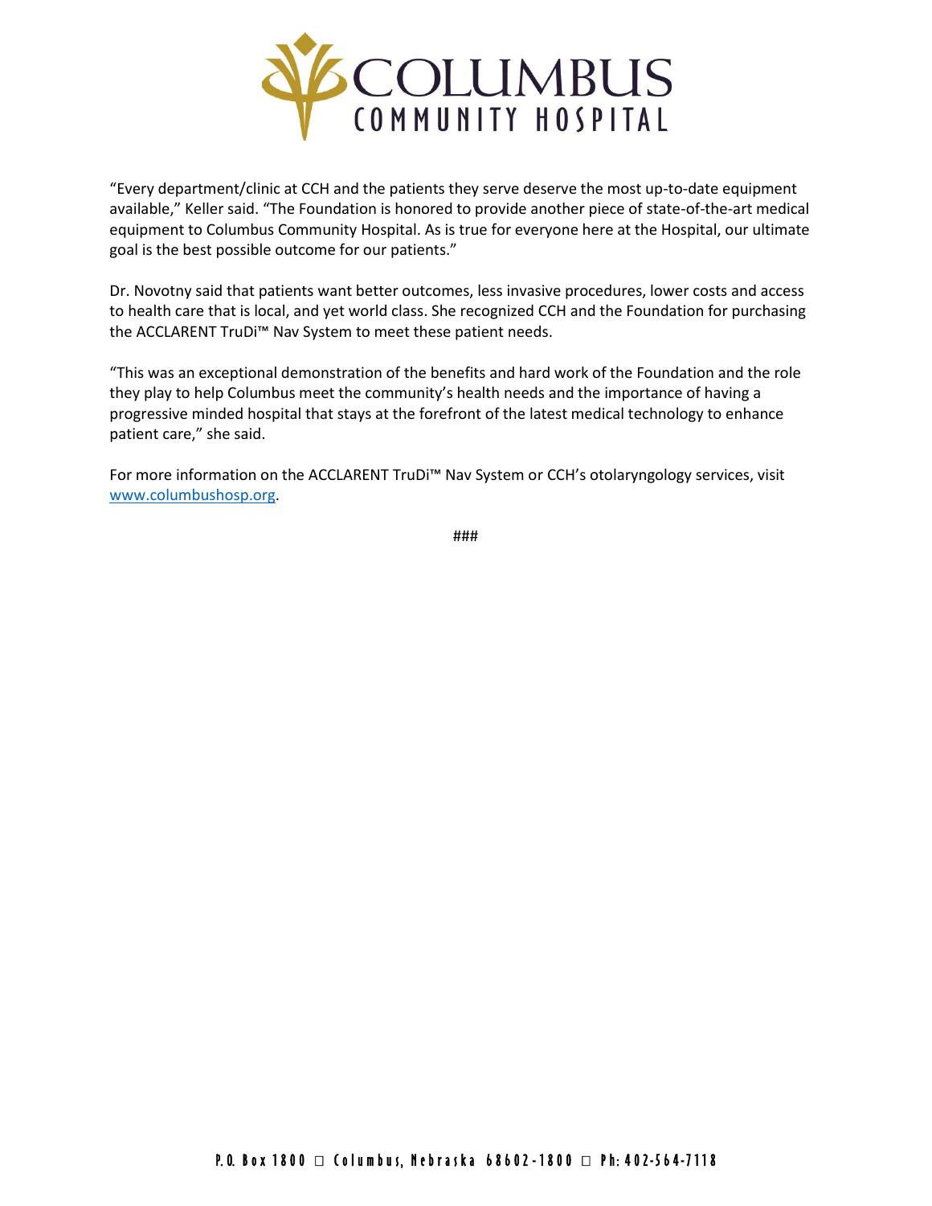"Every department/clinic at CCH and the patients they serve deserve the most up-to-date equipment available," Keller said. "The Foundation is honored to provide another piece of state-of-the-art medical equipment to Columbus Community Hospital. As is true for everyone here at the Hospital, our ultimate goal is the best possible outcome for our patients."

Dr. Novotny said that patients want better outcomes, less invasive procedures, lower costs and access to health care that is local, and yet world class. She recognized CCH and the Foundation for purchasing the ACCLARENT TruDi™ Nav System to meet these patient needs.

"This was an exceptional demonstration of the benefits and hard work of the Foundation and the role they play to help Columbus meet the community's health needs and the importance of having a progressive minded hospital that stays at the forefront of the latest medical technology to enhance patient care," she said.

For more information on the ACCLARENT TruDi™ Nav System or CCH's otolaryngology services, visit [www.columbushosp.org](http://www.columbushosp.org).

###